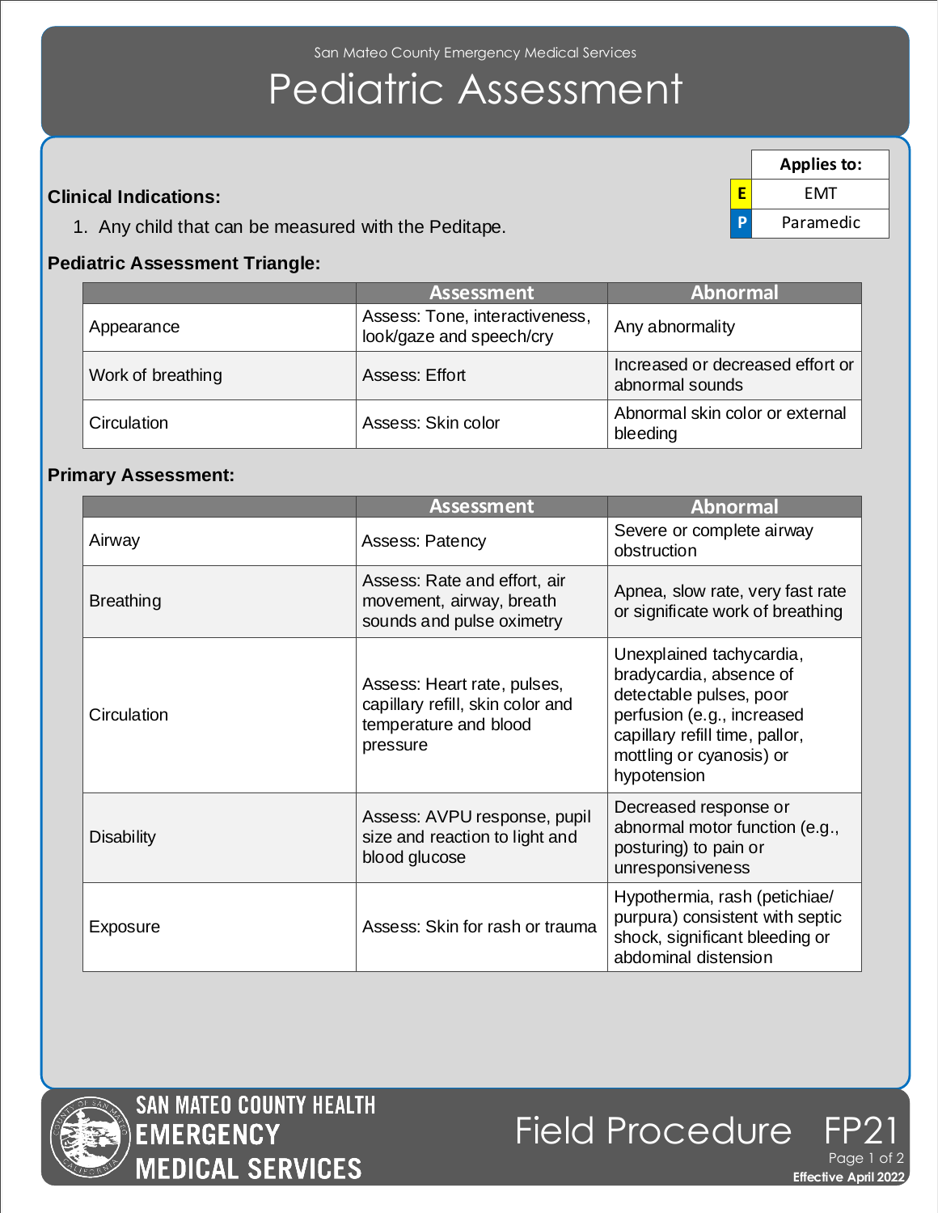San Mateo County Emergency Medical Services

# Pediatric Assessment

| Applies to: | |
|---|---|
| E | EMT |
| P | Paramedic |

**Clinical Indications:**

1. Any child that can be measured with the Peditape.

**Pediatric Assessment Triangle:**

| | Assessment | Abnormal |
|---|---|---|
| Appearance | Assess: Tone, interactiveness, look/gaze and speech/cry | Any abnormality |
| Work of breathing | Assess: Effort | Increased or decreased effort or abnormal sounds |
| Circulation | Assess: Skin color | Abnormal skin color or external bleeding |

**Primary Assessment:**

| | Assessment | Abnormal |
|---|---|---|
| Airway | Assess: Patency | Severe or complete airway obstruction |
| Breathing | Assess: Rate and effort, air movement, airway, breath sounds and pulse oximetry | Apnea, slow rate, very fast rate or significate work of breathing |
| Circulation | Assess: Heart rate, pulses, capillary refill, skin color and temperature and blood pressure | Unexplained tachycardia, bradycardia, absence of detectable pulses, poor perfusion (e.g., increased capillary refill time, pallor, mottling or cyanosis) or hypotension |
| Disability | Assess: AVPU response, pupil size and reaction to light and blood glucose | Decreased response or abnormal motor function (e.g., posturing) to pain or unresponsiveness |
| Exposure | Assess: Skin for rash or trauma | Hypothermia, rash (petichiae/ purpura) consistent with septic shock, significant bleeding or abdominal distension |

SAN MATEO COUNTY HEALTH EMERGENCY MEDICAL SERVICES

Field Procedure FP21

Effective April 2022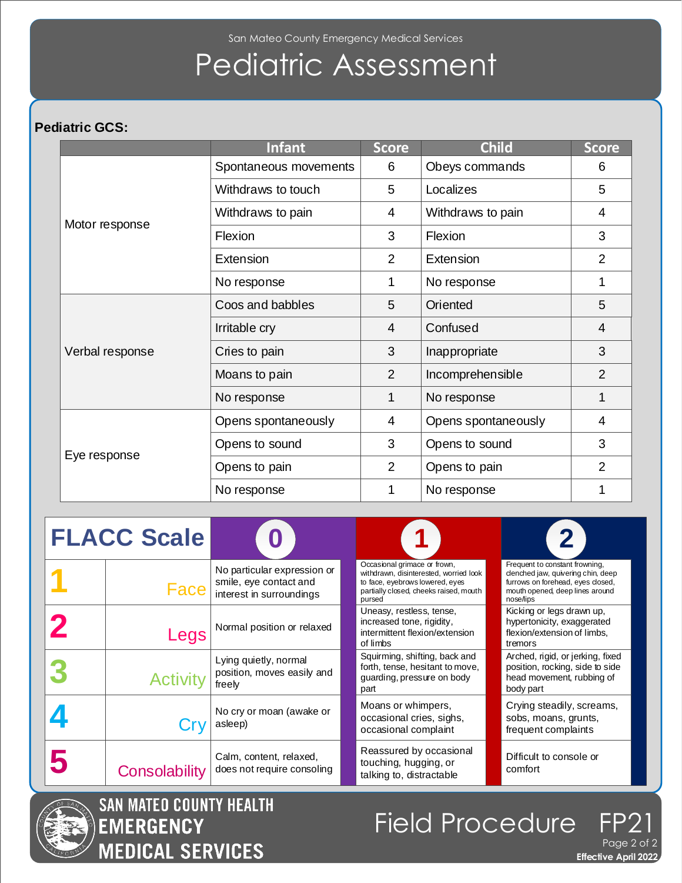San Mateo County Emergency Medical Services

# Pediatric Assessment

**Pediatric GCS:**

| | Infant | Score | Child | Score |
|---|---|---|---|---|
| Motor response | Spontaneous movements | 6 | Obeys commands | 6 |
| | Withdraws to touch | 5 | Localizes | 5 |
| | Withdraws to pain | 4 | Withdraws to pain | 4 |
| | Flexion | 3 | Flexion | 3 |
| | Extension | 2 | Extension | 2 |
| | No response | 1 | No response | 1 |
| Verbal response | Coos and babbles | 5 | Oriented | 5 |
| | Irritable cry | 4 | Confused | 4 |
| | Cries to pain | 3 | Inappropriate | 3 |
| | Moans to pain | 2 | Incomprehensible | 2 |
| | No response | 1 | No response | 1 |
| Eye response | Opens spontaneously | 4 | Opens spontaneously | 4 |
| | Opens to sound | 3 | Opens to sound | 3 |
| | Opens to pain | 2 | Opens to pain | 2 |
| | No response | 1 | No response | 1 |

| FLACC Scale | | 0 | 1 | 2 |
|---|---|---|---|---|
| 1 | Face | No particular expression or smile, eye contact and interest in surroundings | Occasional grimace or frown, withdrawn, disinterested, worried look to face, eyebrows lowered, eyes partially closed, cheeks raised, mouth pursed | Frequent to constant frowning, clenched jaw, quivering chin, deep furrows on forehead, eyes closed, mouth opened, deep lines around nose/lips |
| 2 | Legs | Normal position or relaxed | Uneasy, restless, tense, increased tone, rigidity, intermittent flexion/extension of limbs | Kicking or legs drawn up, hypertonicity, exaggerated flexion/extension of limbs, tremors |
| 3 | Activity | Lying quietly, normal position, moves easily and freely | Squirming, shifting, back and forth, tense, hesitant to move, guarding, pressure on body part | Arched, rigid, or jerking, fixed position, rocking, side to side head movement, rubbing of body part |
| 4 | Cry | No cry or moan (awake or asleep) | Moans or whimpers, occasional cries, sighs, occasional complaint | Crying steadily, screams, sobs, moans, grunts, frequent complaints |
| 5 | Consolability | Calm, content, relaxed, does not require consoling | Reassured by occasional touching, hugging, or talking to, distractable | Difficult to console or comfort |

SAN MATEO COUNTY HEALTH EMERGENCY MEDICAL SERVICES

Field Procedure FP21

Effective April 2022